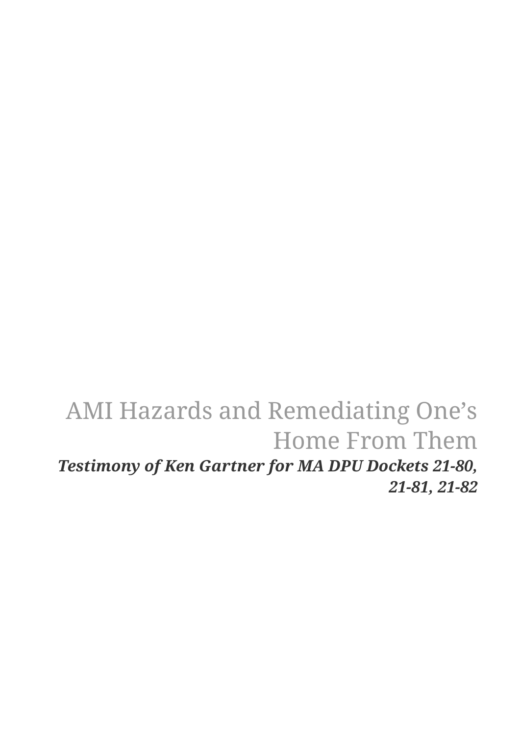# AMI Hazards and Remediating One's Home From Them

***Testimony of Ken Gartner for MA DPU Dockets 21-80, 21-81, 21-82***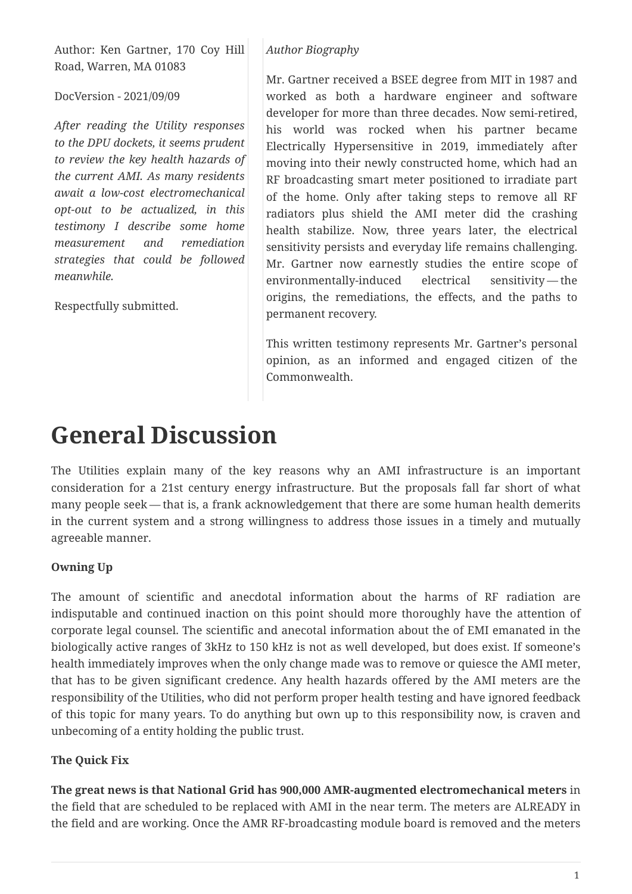Author: Ken Gartner, 170 Coy Hill Road, Warren, MA 01083

DocVersion - 2021/09/09

*After reading the Utility responses to the DPU dockets, it seems prudent to review the key health hazards of the current AMI. As many residents await a low-cost electromechanical opt-out to be actualized, in this testimony I describe some home measurement and remediation strategies that could be followed meanwhile.*

Respectfully submitted.

*Author Biography*

Mr. Gartner received a BSEE degree from MIT in 1987 and worked as both a hardware engineer and software developer for more than three decades. Now semi-retired, his world was rocked when his partner became Electrically Hypersensitive in 2019, immediately after moving into their newly constructed home, which had an RF broadcasting smart meter positioned to irradiate part of the home. Only after taking steps to remove all RF radiators plus shield the AMI meter did the crashing health stabilize. Now, three years later, the electrical sensitivity persists and everyday life remains challenging. Mr. Gartner now earnestly studies the entire scope of environmentally-induced electrical sensitivity — the origins, the remediations, the effects, and the paths to permanent recovery.

This written testimony represents Mr. Gartner's personal opinion, as an informed and engaged citizen of the Commonwealth.

# General Discussion

The Utilities explain many of the key reasons why an AMI infrastructure is an important consideration for a 21st century energy infrastructure. But the proposals fall far short of what many people seek — that is, a frank acknowledgement that there are some human health demerits in the current system and a strong willingness to address those issues in a timely and mutually agreeable manner.

**Owning Up**

The amount of scientific and anecdotal information about the harms of RF radiation are indisputable and continued inaction on this point should more thoroughly have the attention of corporate legal counsel. The scientific and anecotal information about the of EMI emanated in the biologically active ranges of 3kHz to 150 kHz is not as well developed, but does exist. If someone's health immediately improves when the only change made was to remove or quiesce the AMI meter, that has to be given significant credence. Any health hazards offered by the AMI meters are the responsibility of the Utilities, who did not perform proper health testing and have ignored feedback of this topic for many years. To do anything but own up to this responsibility now, is craven and unbecoming of a entity holding the public trust.

**The Quick Fix**

**The great news is that National Grid has 900,000 AMR-augmented electromechanical meters** in the field that are scheduled to be replaced with AMI in the near term. The meters are ALREADY in the field and are working. Once the AMR RF-broadcasting module board is removed and the meters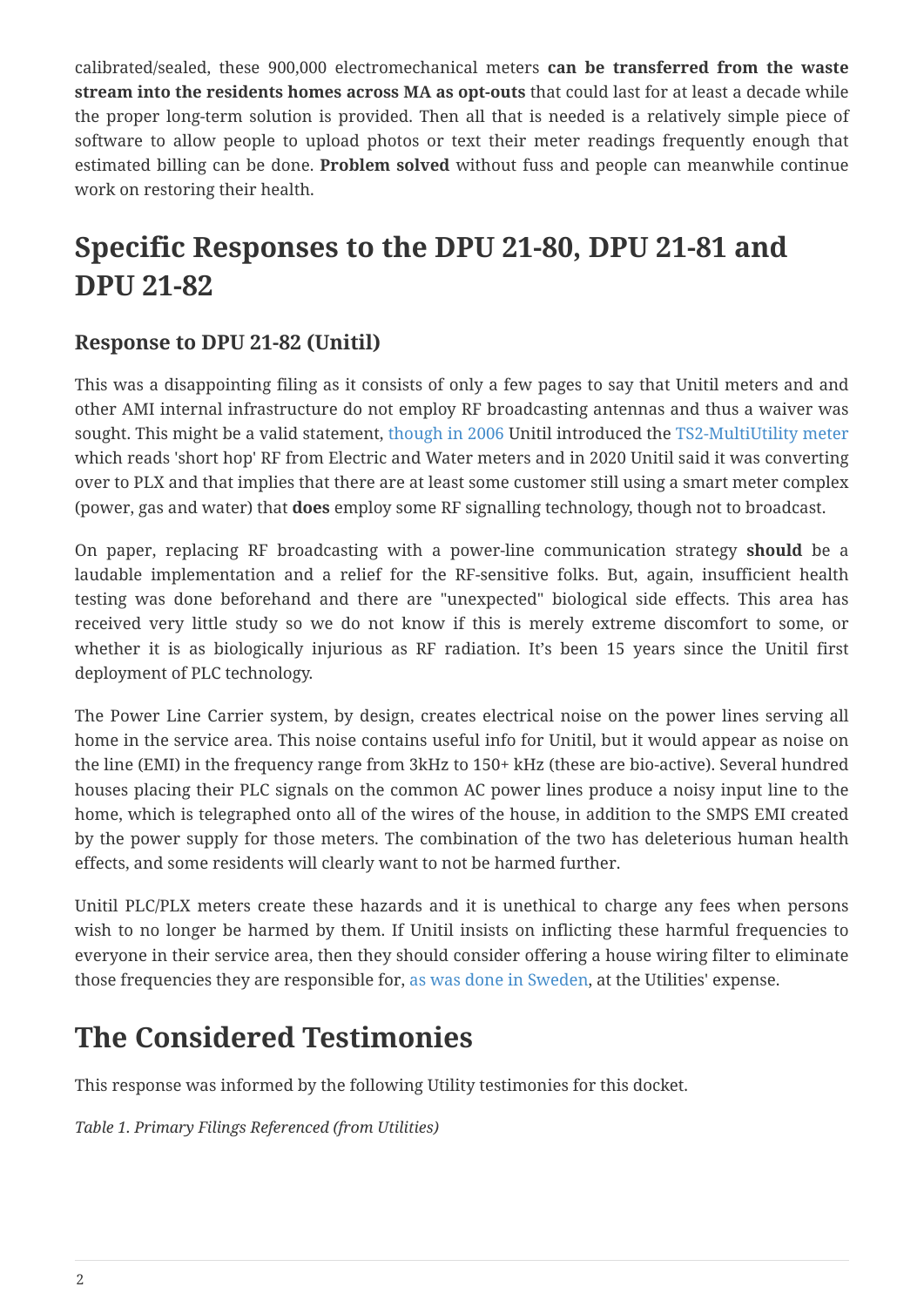calibrated/sealed, these 900,000 electromechanical meters **can be transferred from the waste stream into the residents homes across MA as opt-outs** that could last for at least a decade while the proper long-term solution is provided. Then all that is needed is a relatively simple piece of software to allow people to upload photos or text their meter readings frequently enough that estimated billing can be done. **Problem solved** without fuss and people can meanwhile continue work on restoring their health.

## Specific Responses to the DPU 21-80, DPU 21-81 and DPU 21-82

### Response to DPU 21-82 (Unitil)

This was a disappointing filing as it consists of only a few pages to say that Unitil meters and and other AMI internal infrastructure do not employ RF broadcasting antennas and thus a waiver was sought. This might be a valid statement, though in 2006 Unitil introduced the TS2-MultiUtility meter which reads 'short hop' RF from Electric and Water meters and in 2020 Unitil said it was converting over to PLX and that implies that there are at least some customer still using a smart meter complex (power, gas and water) that **does** employ some RF signalling technology, though not to broadcast.

On paper, replacing RF broadcasting with a power-line communication strategy **should** be a laudable implementation and a relief for the RF-sensitive folks. But, again, insufficient health testing was done beforehand and there are "unexpected" biological side effects. This area has received very little study so we do not know if this is merely extreme discomfort to some, or whether it is as biologically injurious as RF radiation. It's been 15 years since the Unitil first deployment of PLC technology.

The Power Line Carrier system, by design, creates electrical noise on the power lines serving all home in the service area. This noise contains useful info for Unitil, but it would appear as noise on the line (EMI) in the frequency range from 3kHz to 150+ kHz (these are bio-active). Several hundred houses placing their PLC signals on the common AC power lines produce a noisy input line to the home, which is telegraphed onto all of the wires of the house, in addition to the SMPS EMI created by the power supply for those meters. The combination of the two has deleterious human health effects, and some residents will clearly want to not be harmed further.

Unitil PLC/PLX meters create these hazards and it is unethical to charge any fees when persons wish to no longer be harmed by them. If Unitil insists on inflicting these harmful frequencies to everyone in their service area, then they should consider offering a house wiring filter to eliminate those frequencies they are responsible for, as was done in Sweden, at the Utilities' expense.

## The Considered Testimonies

This response was informed by the following Utility testimonies for this docket.

*Table 1. Primary Filings Referenced (from Utilities)*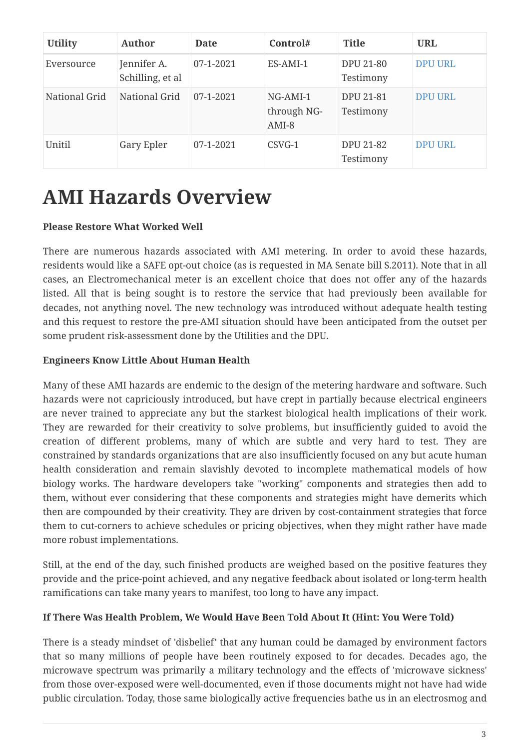| Utility | Author | Date | Control# | Title | URL |
| --- | --- | --- | --- | --- | --- |
| Eversource | Jennifer A. Schilling, et al | 07-1-2021 | ES-AMI-1 | DPU 21-80 Testimony | DPU URL |
| National Grid | National Grid | 07-1-2021 | NG-AMI-1 through NG-AMI-8 | DPU 21-81 Testimony | DPU URL |
| Unitil | Gary Epler | 07-1-2021 | CSVG-1 | DPU 21-82 Testimony | DPU URL |

# AMI Hazards Overview

**Please Restore What Worked Well**

There are numerous hazards associated with AMI metering. In order to avoid these hazards, residents would like a SAFE opt-out choice (as is requested in MA Senate bill S.2011). Note that in all cases, an Electromechanical meter is an excellent choice that does not offer any of the hazards listed. All that is being sought is to restore the service that had previously been available for decades, not anything novel. The new technology was introduced without adequate health testing and this request to restore the pre-AMI situation should have been anticipated from the outset per some prudent risk-assessment done by the Utilities and the DPU.

**Engineers Know Little About Human Health**

Many of these AMI hazards are endemic to the design of the metering hardware and software. Such hazards were not capriciously introduced, but have crept in partially because electrical engineers are never trained to appreciate any but the starkest biological health implications of their work. They are rewarded for their creativity to solve problems, but insufficiently guided to avoid the creation of different problems, many of which are subtle and very hard to test. They are constrained by standards organizations that are also insufficiently focused on any but acute human health consideration and remain slavishly devoted to incomplete mathematical models of how biology works. The hardware developers take "working" components and strategies then add to them, without ever considering that these components and strategies might have demerits which then are compounded by their creativity. They are driven by cost-containment strategies that force them to cut-corners to achieve schedules or pricing objectives, when they might rather have made more robust implementations.

Still, at the end of the day, such finished products are weighed based on the positive features they provide and the price-point achieved, and any negative feedback about isolated or long-term health ramifications can take many years to manifest, too long to have any impact.

**If There Was Health Problem, We Would Have Been Told About It (Hint: You Were Told)**

There is a steady mindset of 'disbelief' that any human could be damaged by environment factors that so many millions of people have been routinely exposed to for decades. Decades ago, the microwave spectrum was primarily a military technology and the effects of 'microwave sickness' from those over-exposed were well-documented, even if those documents might not have had wide public circulation. Today, those same biologically active frequencies bathe us in an electrosmog and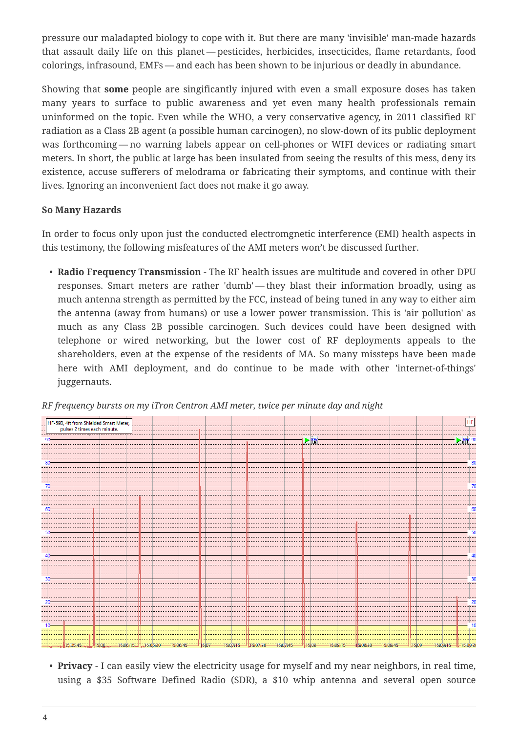pressure our maladapted biology to cope with it. But there are many 'invisible' man-made hazards that assault daily life on this planet — pesticides, herbicides, insecticides, flame retardants, food colorings, infrasound, EMFs — and each has been shown to be injurious or deadly in abundance.

Showing that **some** people are singificantly injured with even a small exposure doses has taken many years to surface to public awareness and yet even many health professionals remain uninformed on the topic. Even while the WHO, a very conservative agency, in 2011 classified RF radiation as a Class 2B agent (a possible human carcinogen), no slow-down of its public deployment was forthcoming — no warning labels appear on cell-phones or WIFI devices or radiating smart meters. In short, the public at large has been insulated from seeing the results of this mess, deny its existence, accuse sufferers of melodrama or fabricating their symptoms, and continue with their lives. Ignoring an inconvenient fact does not make it go away.

**So Many Hazards**

In order to focus only upon just the conducted electromgnetic interference (EMI) health aspects in this testimony, the following misfeatures of the AMI meters won't be discussed further.

- **Radio Frequency Transmission** - The RF health issues are multitude and covered in other DPU responses. Smart meters are rather 'dumb' — they blast their information broadly, using as much antenna strength as permitted by the FCC, instead of being tuned in any way to either aim the antenna (away from humans) or use a lower power transmission. This is 'air pollution' as much as any Class 2B possible carcinogen. Such devices could have been designed with telephone or wired networking, but the lower cost of RF deployments appeals to the shareholders, even at the expense of the residents of MA. So many missteps have been made here with AMI deployment, and do continue to be made with other 'internet-of-things' juggernauts.

*RF frequency bursts on my iTron Centron AMI meter, twice per minute day and night*

- **Privacy** - I can easily view the electricity usage for myself and my near neighbors, in real time, using a $35 Software Defined Radio (SDR), a $10 whip antenna and several open source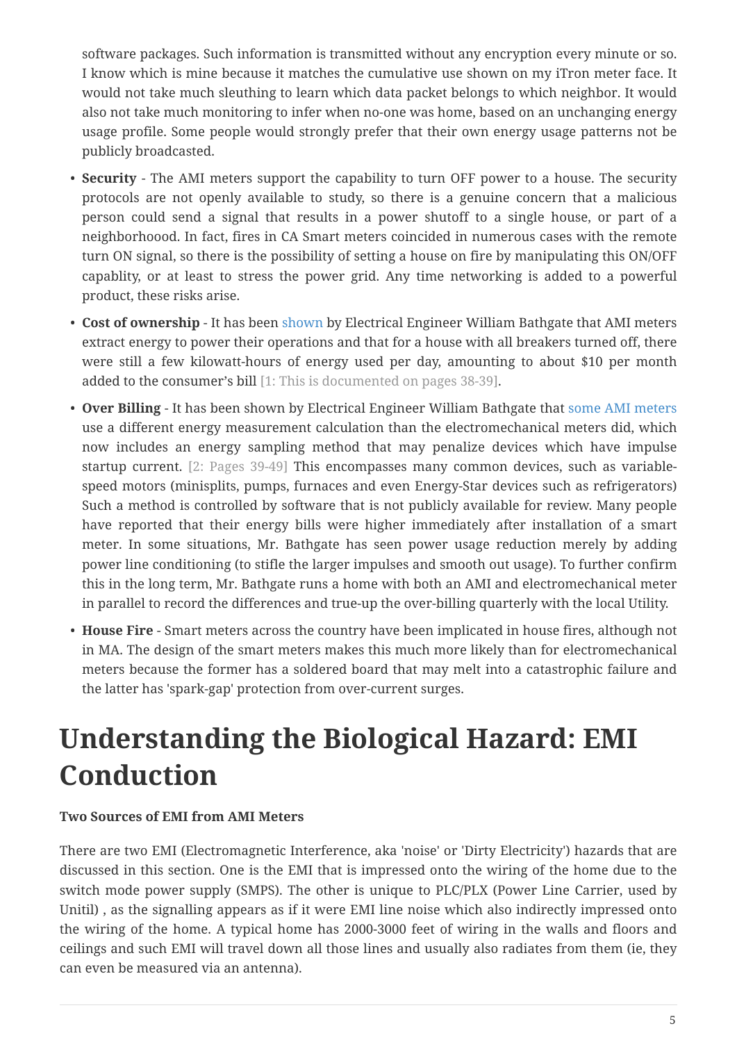software packages. Such information is transmitted without any encryption every minute or so. I know which is mine because it matches the cumulative use shown on my iTron meter face. It would not take much sleuthing to learn which data packet belongs to which neighbor. It would also not take much monitoring to infer when no-one was home, based on an unchanging energy usage profile. Some people would strongly prefer that their own energy usage patterns not be publicly broadcasted.

- **Security** - The AMI meters support the capability to turn OFF power to a house. The security protocols are not openly available to study, so there is a genuine concern that a malicious person could send a signal that results in a power shutoff to a single house, or part of a neighborhoood. In fact, fires in CA Smart meters coincided in numerous cases with the remote turn ON signal, so there is the possibility of setting a house on fire by manipulating this ON/OFF capablity, or at least to stress the power grid. Any time networking is added to a powerful product, these risks arise.
- **Cost of ownership** - It has been shown by Electrical Engineer William Bathgate that AMI meters extract energy to power their operations and that for a house with all breakers turned off, there were still a few kilowatt-hours of energy used per day, amounting to about $10 per month added to the consumer's bill [1: This is documented on pages 38-39].
- **Over Billing** - It has been shown by Electrical Engineer William Bathgate that some AMI meters use a different energy measurement calculation than the electromechanical meters did, which now includes an energy sampling method that may penalize devices which have impulse startup current. [2: Pages 39-49] This encompasses many common devices, such as variable-speed motors (minisplits, pumps, furnaces and even Energy-Star devices such as refrigerators) Such a method is controlled by software that is not publicly available for review. Many people have reported that their energy bills were higher immediately after installation of a smart meter. In some situations, Mr. Bathgate has seen power usage reduction merely by adding power line conditioning (to stifle the larger impulses and smooth out usage). To further confirm this in the long term, Mr. Bathgate runs a home with both an AMI and electromechanical meter in parallel to record the differences and true-up the over-billing quarterly with the local Utility.
- **House Fire** - Smart meters across the country have been implicated in house fires, although not in MA. The design of the smart meters makes this much more likely than for electromechanical meters because the former has a soldered board that may melt into a catastrophic failure and the latter has 'spark-gap' protection from over-current surges.

# Understanding the Biological Hazard: EMI Conduction

**Two Sources of EMI from AMI Meters**

There are two EMI (Electromagnetic Interference, aka 'noise' or 'Dirty Electricity') hazards that are discussed in this section. One is the EMI that is impressed onto the wiring of the home due to the switch mode power supply (SMPS). The other is unique to PLC/PLX (Power Line Carrier, used by Unitil) , as the signalling appears as if it were EMI line noise which also indirectly impressed onto the wiring of the home. A typical home has 2000-3000 feet of wiring in the walls and floors and ceilings and such EMI will travel down all those lines and usually also radiates from them (ie, they can even be measured via an antenna).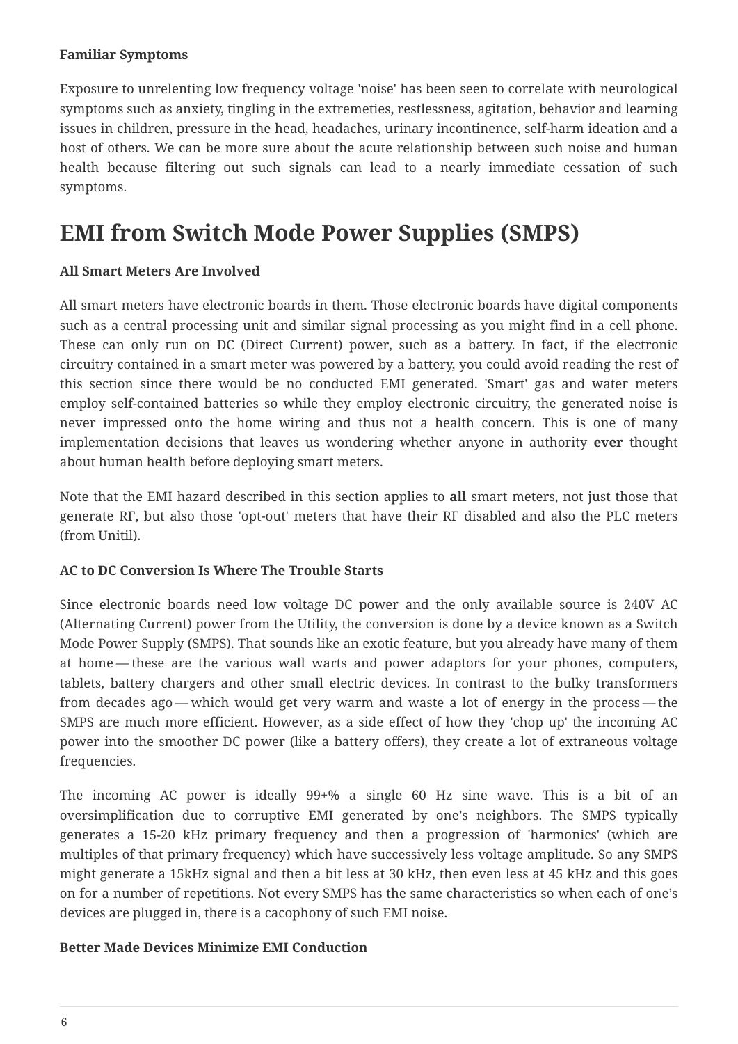**Familiar Symptoms**

Exposure to unrelenting low frequency voltage 'noise' has been seen to correlate with neurological symptoms such as anxiety, tingling in the extremeties, restlessness, agitation, behavior and learning issues in children, pressure in the head, headaches, urinary incontinence, self-harm ideation and a host of others. We can be more sure about the acute relationship between such noise and human health because filtering out such signals can lead to a nearly immediate cessation of such symptoms.

# EMI from Switch Mode Power Supplies (SMPS)

**All Smart Meters Are Involved**

All smart meters have electronic boards in them. Those electronic boards have digital components such as a central processing unit and similar signal processing as you might find in a cell phone. These can only run on DC (Direct Current) power, such as a battery. In fact, if the electronic circuitry contained in a smart meter was powered by a battery, you could avoid reading the rest of this section since there would be no conducted EMI generated. 'Smart' gas and water meters employ self-contained batteries so while they employ electronic circuitry, the generated noise is never impressed onto the home wiring and thus not a health concern. This is one of many implementation decisions that leaves us wondering whether anyone in authority **ever** thought about human health before deploying smart meters.

Note that the EMI hazard described in this section applies to **all** smart meters, not just those that generate RF, but also those 'opt-out' meters that have their RF disabled and also the PLC meters (from Unitil).

**AC to DC Conversion Is Where The Trouble Starts**

Since electronic boards need low voltage DC power and the only available source is 240V AC (Alternating Current) power from the Utility, the conversion is done by a device known as a Switch Mode Power Supply (SMPS). That sounds like an exotic feature, but you already have many of them at home — these are the various wall warts and power adaptors for your phones, computers, tablets, battery chargers and other small electric devices. In contrast to the bulky transformers from decades ago — which would get very warm and waste a lot of energy in the process — the SMPS are much more efficient. However, as a side effect of how they 'chop up' the incoming AC power into the smoother DC power (like a battery offers), they create a lot of extraneous voltage frequencies.

The incoming AC power is ideally 99+% a single 60 Hz sine wave. This is a bit of an oversimplification due to corruptive EMI generated by one's neighbors. The SMPS typically generates a 15-20 kHz primary frequency and then a progression of 'harmonics' (which are multiples of that primary frequency) which have successively less voltage amplitude. So any SMPS might generate a 15kHz signal and then a bit less at 30 kHz, then even less at 45 kHz and this goes on for a number of repetitions. Not every SMPS has the same characteristics so when each of one's devices are plugged in, there is a cacophony of such EMI noise.

**Better Made Devices Minimize EMI Conduction**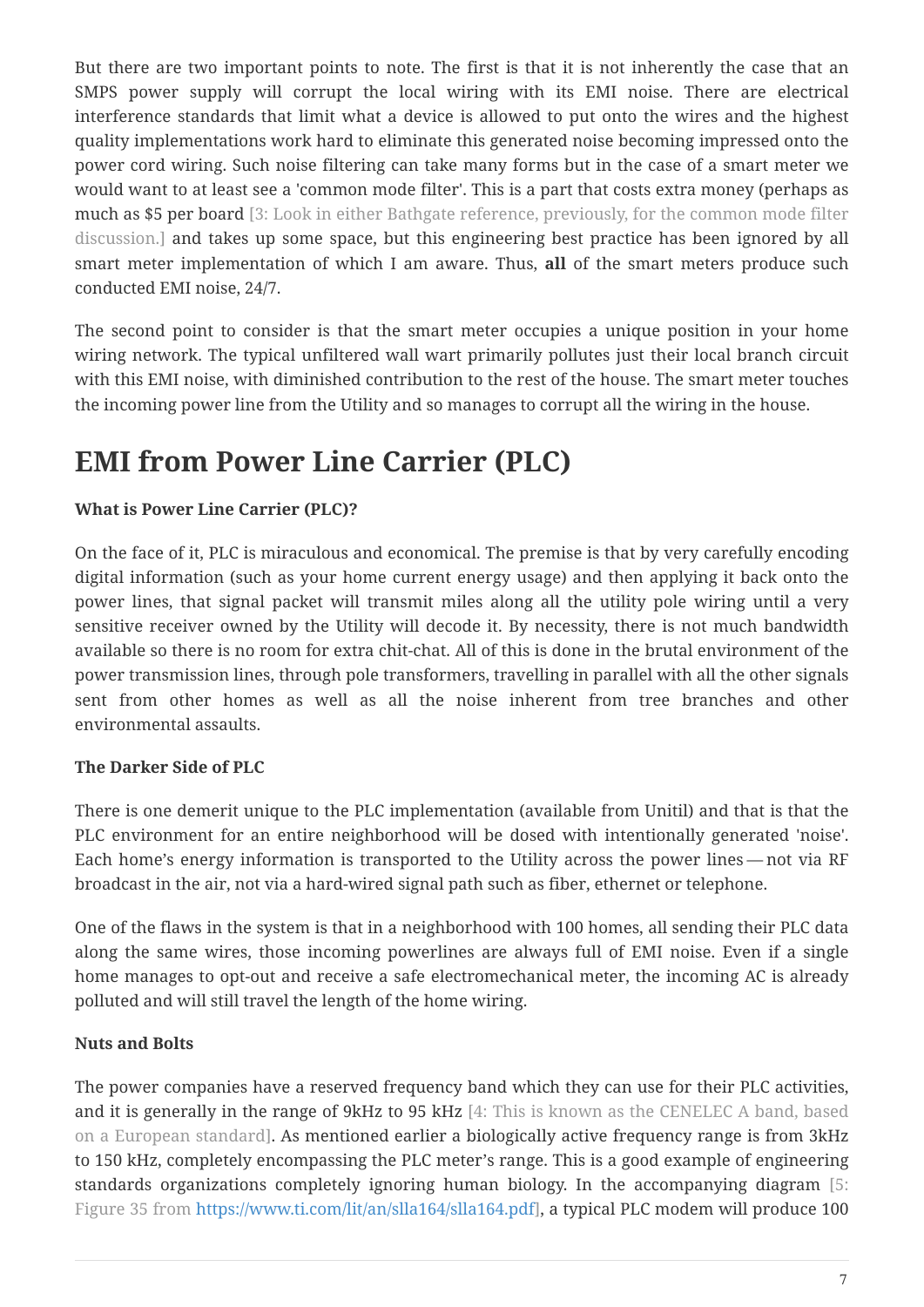But there are two important points to note. The first is that it is not inherently the case that an SMPS power supply will corrupt the local wiring with its EMI noise. There are electrical interference standards that limit what a device is allowed to put onto the wires and the highest quality implementations work hard to eliminate this generated noise becoming impressed onto the power cord wiring. Such noise filtering can take many forms but in the case of a smart meter we would want to at least see a 'common mode filter'. This is a part that costs extra money (perhaps as much as $5 per board [3: Look in either Bathgate reference, previously, for the common mode filter discussion.] and takes up some space, but this engineering best practice has been ignored by all smart meter implementation of which I am aware. Thus, **all** of the smart meters produce such conducted EMI noise, 24/7.

The second point to consider is that the smart meter occupies a unique position in your home wiring network. The typical unfiltered wall wart primarily pollutes just their local branch circuit with this EMI noise, with diminished contribution to the rest of the house. The smart meter touches the incoming power line from the Utility and so manages to corrupt all the wiring in the house.

# EMI from Power Line Carrier (PLC)

**What is Power Line Carrier (PLC)?**

On the face of it, PLC is miraculous and economical. The premise is that by very carefully encoding digital information (such as your home current energy usage) and then applying it back onto the power lines, that signal packet will transmit miles along all the utility pole wiring until a very sensitive receiver owned by the Utility will decode it. By necessity, there is not much bandwidth available so there is no room for extra chit-chat. All of this is done in the brutal environment of the power transmission lines, through pole transformers, travelling in parallel with all the other signals sent from other homes as well as all the noise inherent from tree branches and other environmental assaults.

**The Darker Side of PLC**

There is one demerit unique to the PLC implementation (available from Unitil) and that is that the PLC environment for an entire neighborhood will be dosed with intentionally generated 'noise'. Each home’s energy information is transported to the Utility across the power lines — not via RF broadcast in the air, not via a hard-wired signal path such as fiber, ethernet or telephone.

One of the flaws in the system is that in a neighborhood with 100 homes, all sending their PLC data along the same wires, those incoming powerlines are always full of EMI noise. Even if a single home manages to opt-out and receive a safe electromechanical meter, the incoming AC is already polluted and will still travel the length of the home wiring.

**Nuts and Bolts**

The power companies have a reserved frequency band which they can use for their PLC activities, and it is generally in the range of 9kHz to 95 kHz [4: This is known as the CENELEC A band, based on a European standard]. As mentioned earlier a biologically active frequency range is from 3kHz to 150 kHz, completely encompassing the PLC meter’s range. This is a good example of engineering standards organizations completely ignoring human biology. In the accompanying diagram [5: Figure 35 from https://www.ti.com/lit/an/slla164/slla164.pdf], a typical PLC modem will produce 100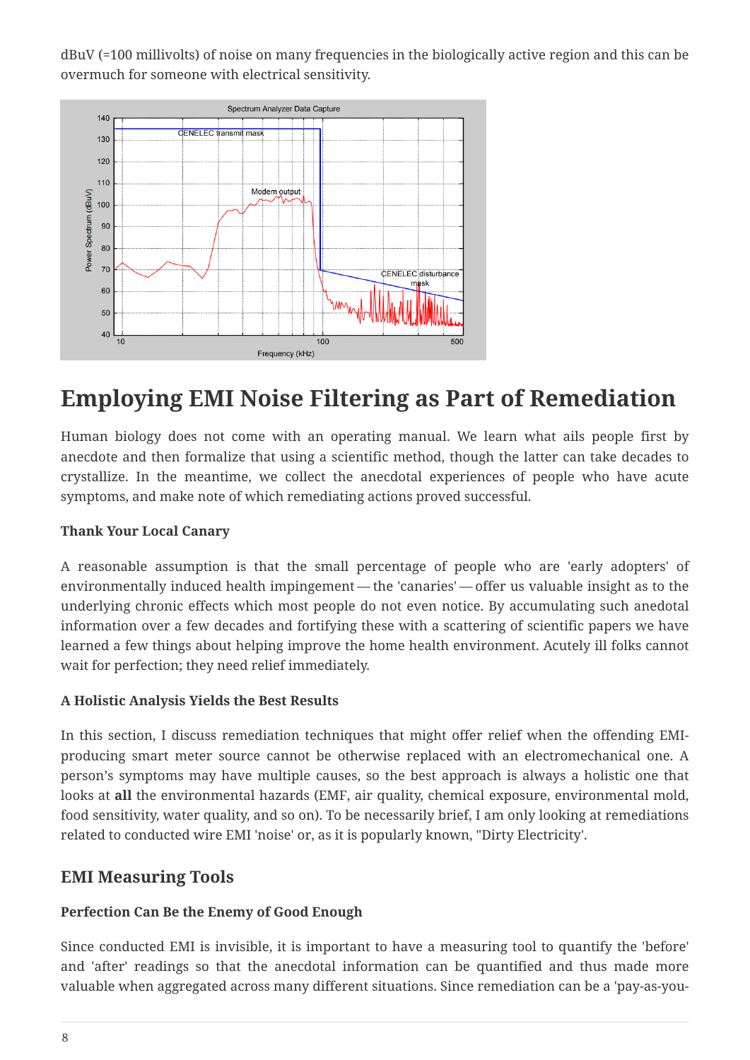dBuV (=100 millivolts) of noise on many frequencies in the biologically active region and this can be overmuch for someone with electrical sensitivity.

## Employing EMI Noise Filtering as Part of Remediation

Human biology does not come with an operating manual. We learn what ails people first by anecdote and then formalize that using a scientific method, though the latter can take decades to crystallize. In the meantime, we collect the anecdotal experiences of people who have acute symptoms, and make note of which remediating actions proved successful.

**Thank Your Local Canary**

A reasonable assumption is that the small percentage of people who are 'early adopters' of environmentally induced health impingement — the 'canaries' — offer us valuable insight as to the underlying chronic effects which most people do not even notice. By accumulating such anedotal information over a few decades and fortifying these with a scattering of scientific papers we have learned a few things about helping improve the home health environment. Acutely ill folks cannot wait for perfection; they need relief immediately.

**A Holistic Analysis Yields the Best Results**

In this section, I discuss remediation techniques that might offer relief when the offending EMI-producing smart meter source cannot be otherwise replaced with an electromechanical one. A person’s symptoms may have multiple causes, so the best approach is always a holistic one that looks at **all** the environmental hazards (EMF, air quality, chemical exposure, environmental mold, food sensitivity, water quality, and so on). To be necessarily brief, I am only looking at remediations related to conducted wire EMI 'noise' or, as it is popularly known, "Dirty Electricity'.

### EMI Measuring Tools

**Perfection Can Be the Enemy of Good Enough**

Since conducted EMI is invisible, it is important to have a measuring tool to quantify the 'before' and 'after' readings so that the anecdotal information can be quantified and thus made more valuable when aggregated across many different situations. Since remediation can be a 'pay-as-you-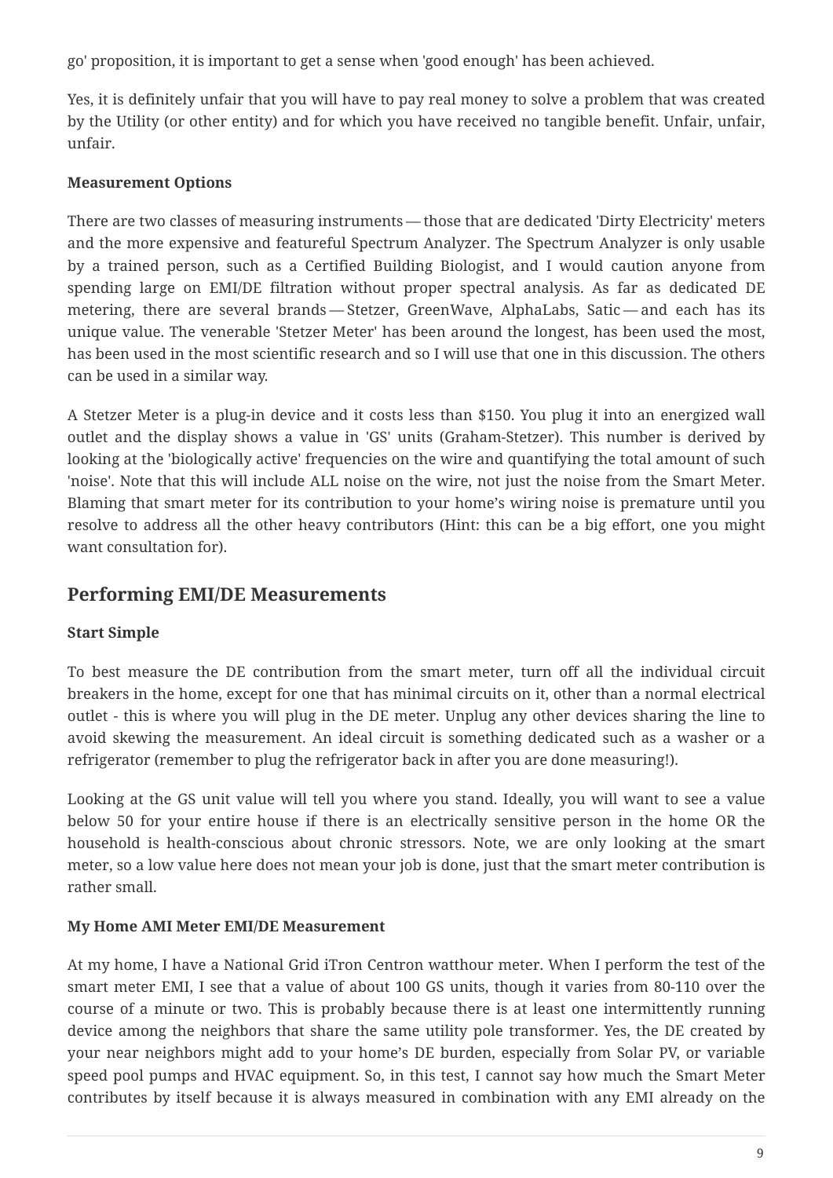go' proposition, it is important to get a sense when 'good enough' has been achieved.

Yes, it is definitely unfair that you will have to pay real money to solve a problem that was created by the Utility (or other entity) and for which you have received no tangible benefit. Unfair, unfair, unfair.

**Measurement Options**

There are two classes of measuring instruments — those that are dedicated 'Dirty Electricity' meters and the more expensive and featureful Spectrum Analyzer. The Spectrum Analyzer is only usable by a trained person, such as a Certified Building Biologist, and I would caution anyone from spending large on EMI/DE filtration without proper spectral analysis. As far as dedicated DE metering, there are several brands — Stetzer, GreenWave, AlphaLabs, Satic — and each has its unique value. The venerable 'Stetzer Meter' has been around the longest, has been used the most, has been used in the most scientific research and so I will use that one in this discussion. The others can be used in a similar way.

A Stetzer Meter is a plug-in device and it costs less than $150. You plug it into an energized wall outlet and the display shows a value in 'GS' units (Graham-Stetzer). This number is derived by looking at the 'biologically active' frequencies on the wire and quantifying the total amount of such 'noise'. Note that this will include ALL noise on the wire, not just the noise from the Smart Meter. Blaming that smart meter for its contribution to your home's wiring noise is premature until you resolve to address all the other heavy contributors (Hint: this can be a big effort, one you might want consultation for).

## Performing EMI/DE Measurements

**Start Simple**

To best measure the DE contribution from the smart meter, turn off all the individual circuit breakers in the home, except for one that has minimal circuits on it, other than a normal electrical outlet - this is where you will plug in the DE meter. Unplug any other devices sharing the line to avoid skewing the measurement. An ideal circuit is something dedicated such as a washer or a refrigerator (remember to plug the refrigerator back in after you are done measuring!).

Looking at the GS unit value will tell you where you stand. Ideally, you will want to see a value below 50 for your entire house if there is an electrically sensitive person in the home OR the household is health-conscious about chronic stressors. Note, we are only looking at the smart meter, so a low value here does not mean your job is done, just that the smart meter contribution is rather small.

**My Home AMI Meter EMI/DE Measurement**

At my home, I have a National Grid iTron Centron watthour meter. When I perform the test of the smart meter EMI, I see that a value of about 100 GS units, though it varies from 80-110 over the course of a minute or two. This is probably because there is at least one intermittently running device among the neighbors that share the same utility pole transformer. Yes, the DE created by your near neighbors might add to your home's DE burden, especially from Solar PV, or variable speed pool pumps and HVAC equipment. So, in this test, I cannot say how much the Smart Meter contributes by itself because it is always measured in combination with any EMI already on the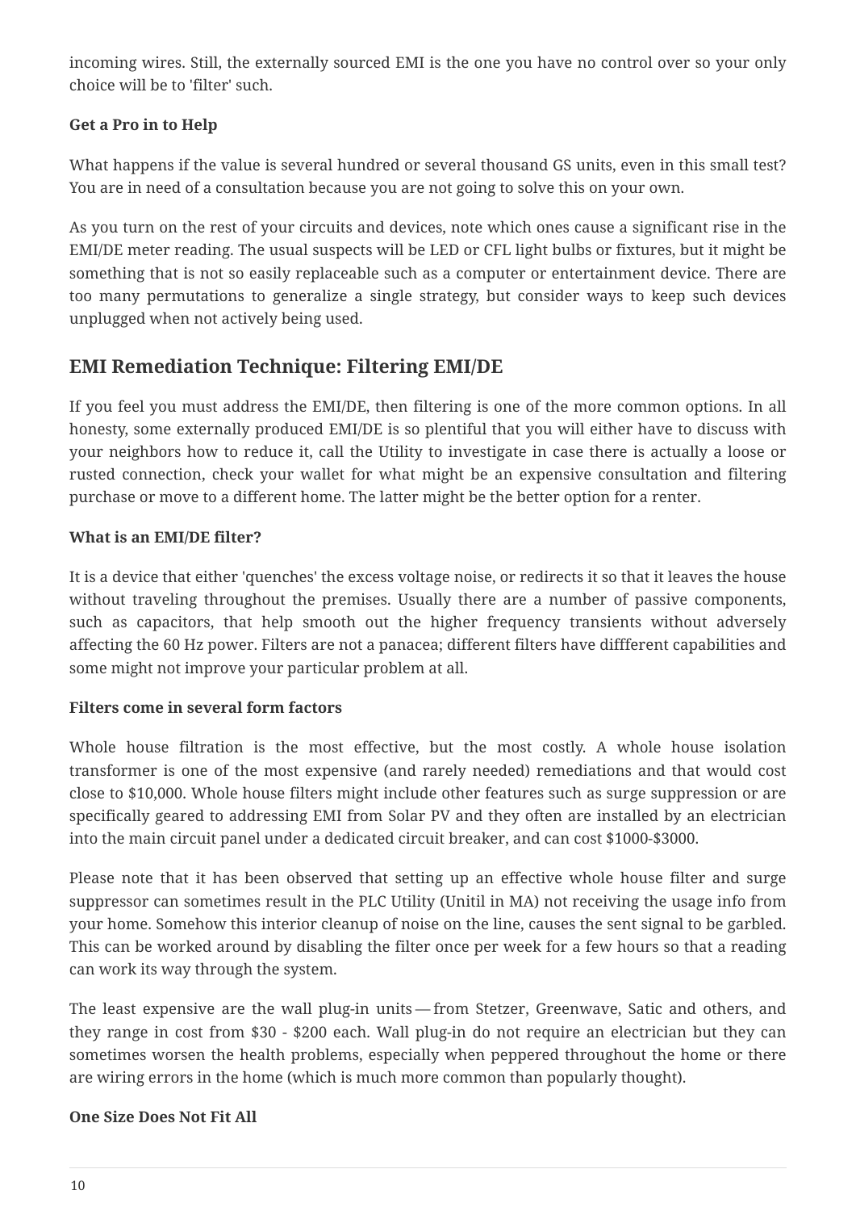incoming wires. Still, the externally sourced EMI is the one you have no control over so your only choice will be to 'filter' such.

**Get a Pro in to Help**

What happens if the value is several hundred or several thousand GS units, even in this small test? You are in need of a consultation because you are not going to solve this on your own.

As you turn on the rest of your circuits and devices, note which ones cause a significant rise in the EMI/DE meter reading. The usual suspects will be LED or CFL light bulbs or fixtures, but it might be something that is not so easily replaceable such as a computer or entertainment device. There are too many permutations to generalize a single strategy, but consider ways to keep such devices unplugged when not actively being used.

## EMI Remediation Technique: Filtering EMI/DE

If you feel you must address the EMI/DE, then filtering is one of the more common options. In all honesty, some externally produced EMI/DE is so plentiful that you will either have to discuss with your neighbors how to reduce it, call the Utility to investigate in case there is actually a loose or rusted connection, check your wallet for what might be an expensive consultation and filtering purchase or move to a different home. The latter might be the better option for a renter.

**What is an EMI/DE filter?**

It is a device that either 'quenches' the excess voltage noise, or redirects it so that it leaves the house without traveling throughout the premises. Usually there are a number of passive components, such as capacitors, that help smooth out the higher frequency transients without adversely affecting the 60 Hz power. Filters are not a panacea; different filters have diffferent capabilities and some might not improve your particular problem at all.

**Filters come in several form factors**

Whole house filtration is the most effective, but the most costly. A whole house isolation transformer is one of the most expensive (and rarely needed) remediations and that would cost close to $10,000. Whole house filters might include other features such as surge suppression or are specifically geared to addressing EMI from Solar PV and they often are installed by an electrician into the main circuit panel under a dedicated circuit breaker, and can cost $1000-$3000.

Please note that it has been observed that setting up an effective whole house filter and surge suppressor can sometimes result in the PLC Utility (Unitil in MA) not receiving the usage info from your home. Somehow this interior cleanup of noise on the line, causes the sent signal to be garbled. This can be worked around by disabling the filter once per week for a few hours so that a reading can work its way through the system.

The least expensive are the wall plug-in units — from Stetzer, Greenwave, Satic and others, and they range in cost from $30 - $200 each. Wall plug-in do not require an electrician but they can sometimes worsen the health problems, especially when peppered throughout the home or there are wiring errors in the home (which is much more common than popularly thought).

**One Size Does Not Fit All**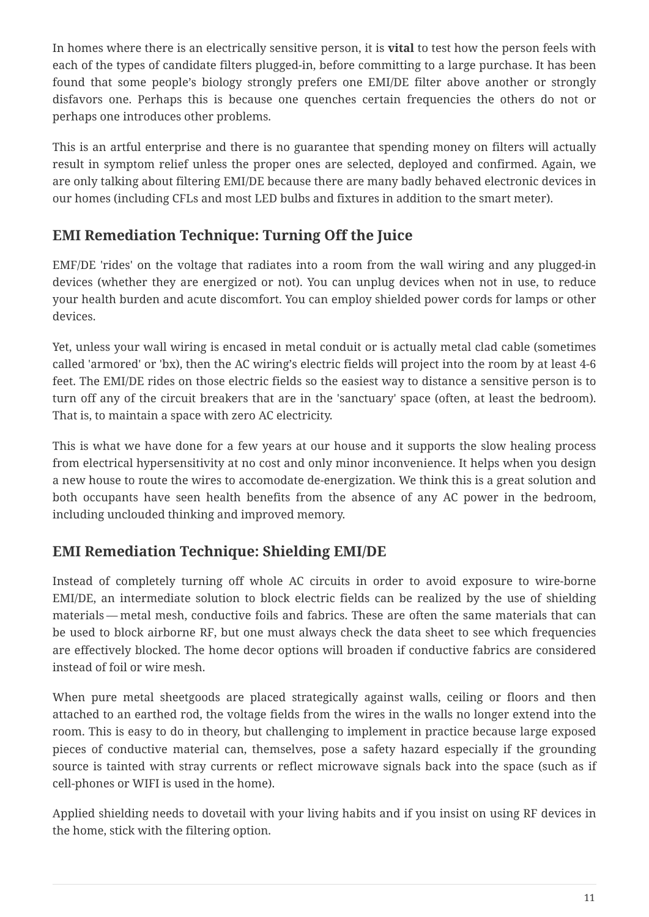In homes where there is an electrically sensitive person, it is **vital** to test how the person feels with each of the types of candidate filters plugged-in, before committing to a large purchase. It has been found that some people's biology strongly prefers one EMI/DE filter above another or strongly disfavors one. Perhaps this is because one quenches certain frequencies the others do not or perhaps one introduces other problems.

This is an artful enterprise and there is no guarantee that spending money on filters will actually result in symptom relief unless the proper ones are selected, deployed and confirmed. Again, we are only talking about filtering EMI/DE because there are many badly behaved electronic devices in our homes (including CFLs and most LED bulbs and fixtures in addition to the smart meter).

## EMI Remediation Technique: Turning Off the Juice

EMF/DE 'rides' on the voltage that radiates into a room from the wall wiring and any plugged-in devices (whether they are energized or not). You can unplug devices when not in use, to reduce your health burden and acute discomfort. You can employ shielded power cords for lamps or other devices.

Yet, unless your wall wiring is encased in metal conduit or is actually metal clad cable (sometimes called 'armored' or 'bx), then the AC wiring's electric fields will project into the room by at least 4-6 feet. The EMI/DE rides on those electric fields so the easiest way to distance a sensitive person is to turn off any of the circuit breakers that are in the 'sanctuary' space (often, at least the bedroom). That is, to maintain a space with zero AC electricity.

This is what we have done for a few years at our house and it supports the slow healing process from electrical hypersensitivity at no cost and only minor inconvenience. It helps when you design a new house to route the wires to accomodate de-energization. We think this is a great solution and both occupants have seen health benefits from the absence of any AC power in the bedroom, including unclouded thinking and improved memory.

## EMI Remediation Technique: Shielding EMI/DE

Instead of completely turning off whole AC circuits in order to avoid exposure to wire-borne EMI/DE, an intermediate solution to block electric fields can be realized by the use of shielding materials — metal mesh, conductive foils and fabrics. These are often the same materials that can be used to block airborne RF, but one must always check the data sheet to see which frequencies are effectively blocked. The home decor options will broaden if conductive fabrics are considered instead of foil or wire mesh.

When pure metal sheetgoods are placed strategically against walls, ceiling or floors and then attached to an earthed rod, the voltage fields from the wires in the walls no longer extend into the room. This is easy to do in theory, but challenging to implement in practice because large exposed pieces of conductive material can, themselves, pose a safety hazard especially if the grounding source is tainted with stray currents or reflect microwave signals back into the space (such as if cell-phones or WIFI is used in the home).

Applied shielding needs to dovetail with your living habits and if you insist on using RF devices in the home, stick with the filtering option.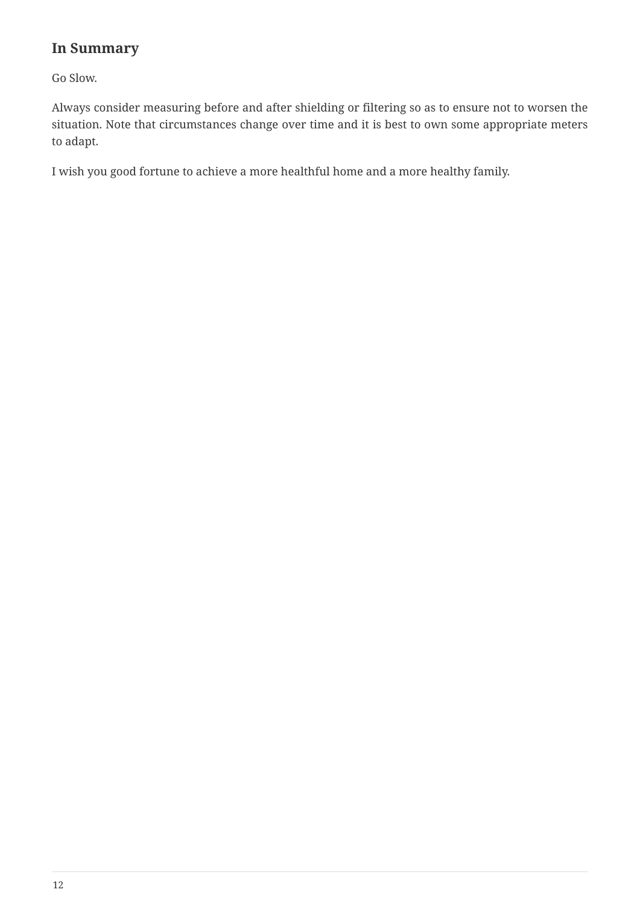## In Summary

Go Slow.

Always consider measuring before and after shielding or filtering so as to ensure not to worsen the situation. Note that circumstances change over time and it is best to own some appropriate meters to adapt.

I wish you good fortune to achieve a more healthful home and a more healthy family.